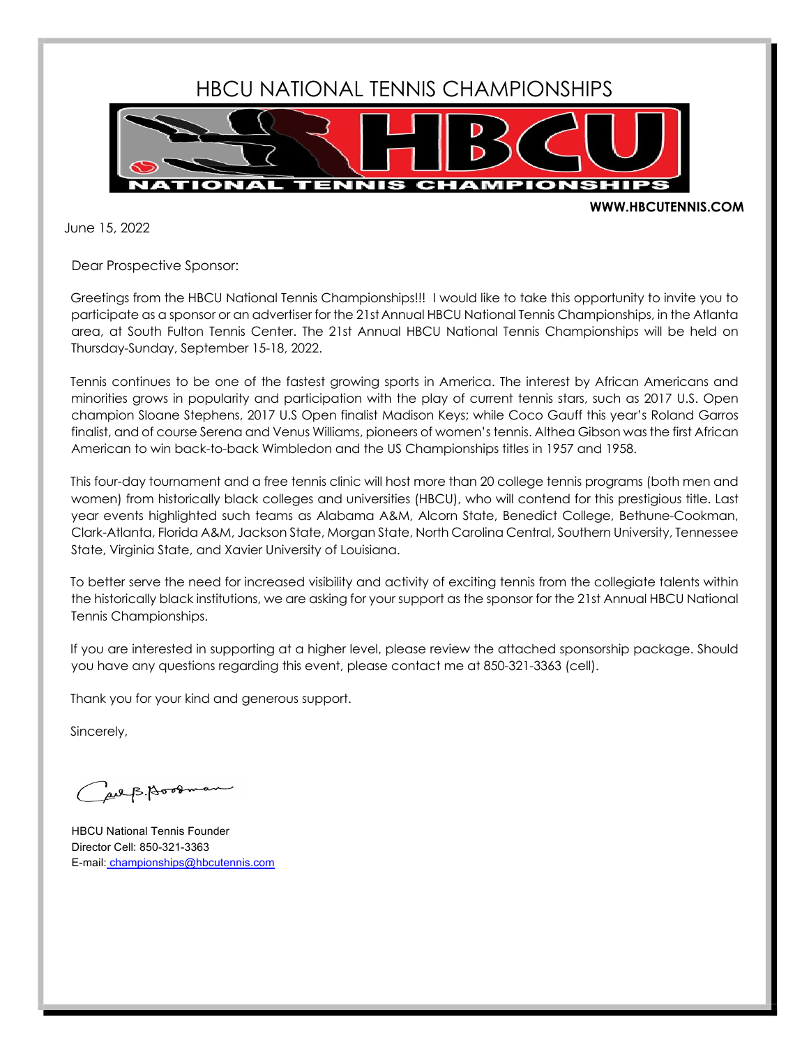# HBCU NATIONAL TENNIS CHAMPIONSHIPS

HBCU NATIONAL TENNIS CHAMPIONSHIPS

**WWW.HBCUTENNIS.COM**

June 15, 2022

Dear Prospective Sponsor:

Greetings from the HBCU National Tennis Championships!!! I would like to take this opportunity to invite you to participate as a sponsor or an advertiser for the 21st Annual HBCU National Tennis Championships, in the Atlanta area, at South Fulton Tennis Center. The 21st Annual HBCU National Tennis Championships will be held on Thursday-Sunday, September 15-18, 2022.

Tennis continues to be one of the fastest growing sports in America. The interest by African Americans and minorities grows in popularity and participation with the play of current tennis stars, such as 2017 U.S. Open champion Sloane Stephens, 2017 U.S Open finalist Madison Keys; while Coco Gauff this year's Roland Garros finalist, and of course Serena and Venus Williams, pioneers of women's tennis. Althea Gibson was the first African American to win back-to-back Wimbledon and the US Championships titles in 1957 and 1958.

This four-day tournament and a free tennis clinic will host more than 20 college tennis programs (both men and women) from historically black colleges and universities (HBCU), who will contend for this prestigious title. Last year events highlighted such teams as Alabama A&M, Alcorn State, Benedict College, Bethune-Cookman, Clark-Atlanta, Florida A&M, Jackson State, Morgan State, North Carolina Central, Southern University, Tennessee State, Virginia State, and Xavier University of Louisiana.

To better serve the need for increased visibility and activity of exciting tennis from the collegiate talents within the historically black institutions, we are asking for your support as the sponsor for the 21st Annual HBCU National Tennis Championships.

If you are interested in supporting at a higher level, please review the attached sponsorship package. Should you have any questions regarding this event, please contact me at 850-321-3363 (cell).

Thank you for your kind and generous support.

Sincerely,

Carl B. Goodman

HBCU National Tennis Founder
Director Cell: 850-321-3363
E-mail: championships@hbcutennis.com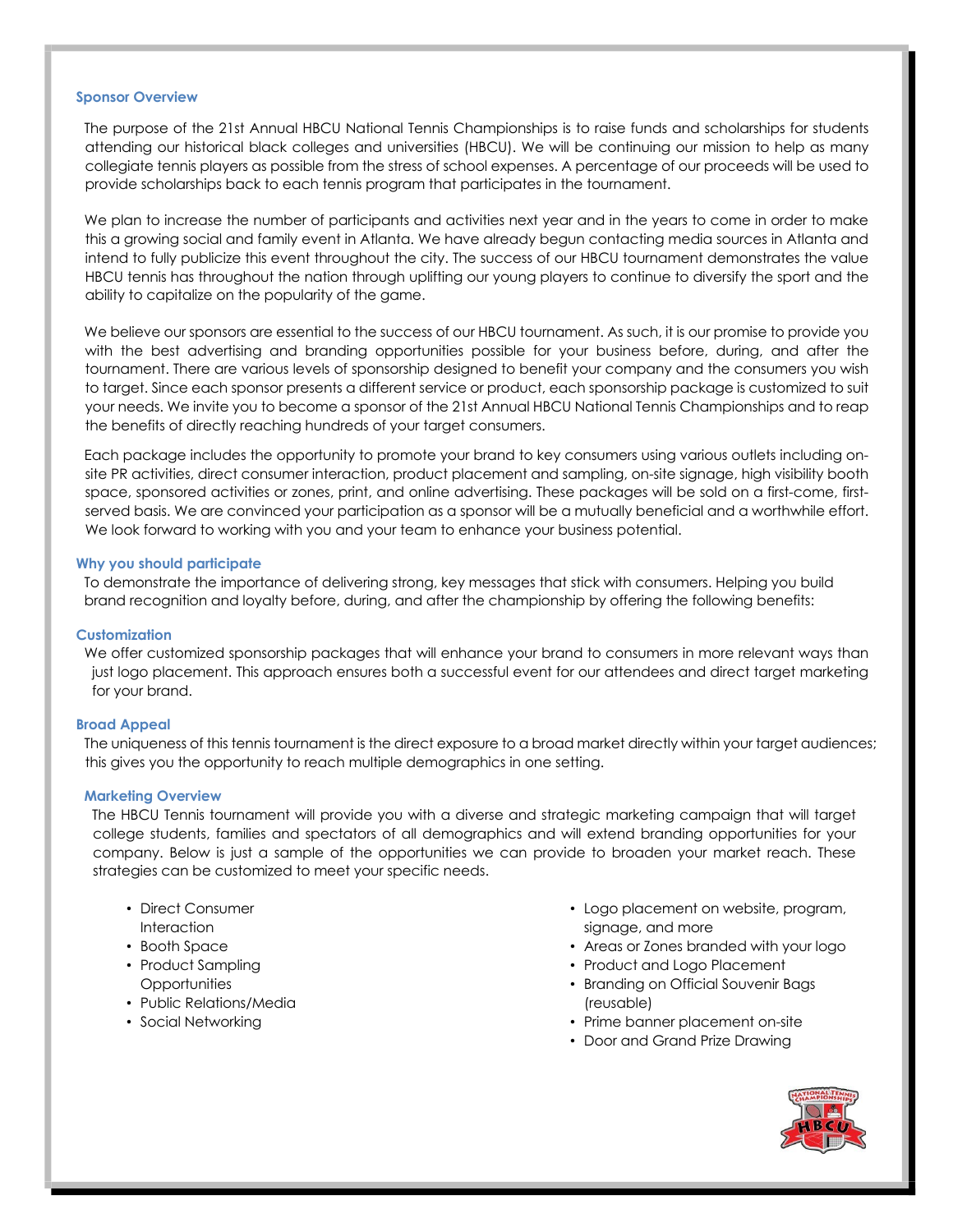## Sponsor Overview

The purpose of the 21st Annual HBCU National Tennis Championships is to raise funds and scholarships for students attending our historical black colleges and universities (HBCU). We will be continuing our mission to help as many collegiate tennis players as possible from the stress of school expenses. A percentage of our proceeds will be used to provide scholarships back to each tennis program that participates in the tournament.

We plan to increase the number of participants and activities next year and in the years to come in order to make this a growing social and family event in Atlanta. We have already begun contacting media sources in Atlanta and intend to fully publicize this event throughout the city. The success of our HBCU tournament demonstrates the value HBCU tennis has throughout the nation through uplifting our young players to continue to diversify the sport and the ability to capitalize on the popularity of the game.

We believe our sponsors are essential to the success of our HBCU tournament. As such, it is our promise to provide you with the best advertising and branding opportunities possible for your business before, during, and after the tournament. There are various levels of sponsorship designed to benefit your company and the consumers you wish to target. Since each sponsor presents a different service or product, each sponsorship package is customized to suit your needs. We invite you to become a sponsor of the 21st Annual HBCU National Tennis Championships and to reap the benefits of directly reaching hundreds of your target consumers.

Each package includes the opportunity to promote your brand to key consumers using various outlets including on-site PR activities, direct consumer interaction, product placement and sampling, on-site signage, high visibility booth space, sponsored activities or zones, print, and online advertising. These packages will be sold on a first-come, first-served basis. We are convinced your participation as a sponsor will be a mutually beneficial and a worthwhile effort. We look forward to working with you and your team to enhance your business potential.

## Why you should participate

To demonstrate the importance of delivering strong, key messages that stick with consumers. Helping you build brand recognition and loyalty before, during, and after the championship by offering the following benefits:

## Customization

We offer customized sponsorship packages that will enhance your brand to consumers in more relevant ways than just logo placement. This approach ensures both a successful event for our attendees and direct target marketing for your brand.

## Broad Appeal

The uniqueness of this tennis tournament is the direct exposure to a broad market directly within your target audiences; this gives you the opportunity to reach multiple demographics in one setting.

## Marketing Overview

The HBCU Tennis tournament will provide you with a diverse and strategic marketing campaign that will target college students, families and spectators of all demographics and will extend branding opportunities for your company. Below is just a sample of the opportunities we can provide to broaden your market reach. These strategies can be customized to meet your specific needs.

- Direct Consumer Interaction
- Booth Space
- Product Sampling Opportunities
- Public Relations/Media
- Social Networking
- Logo placement on website, program, signage, and more
- Areas or Zones branded with your logo
- Product and Logo Placement
- Branding on Official Souvenir Bags (reusable)
- Prime banner placement on-site
- Door and Grand Prize Drawing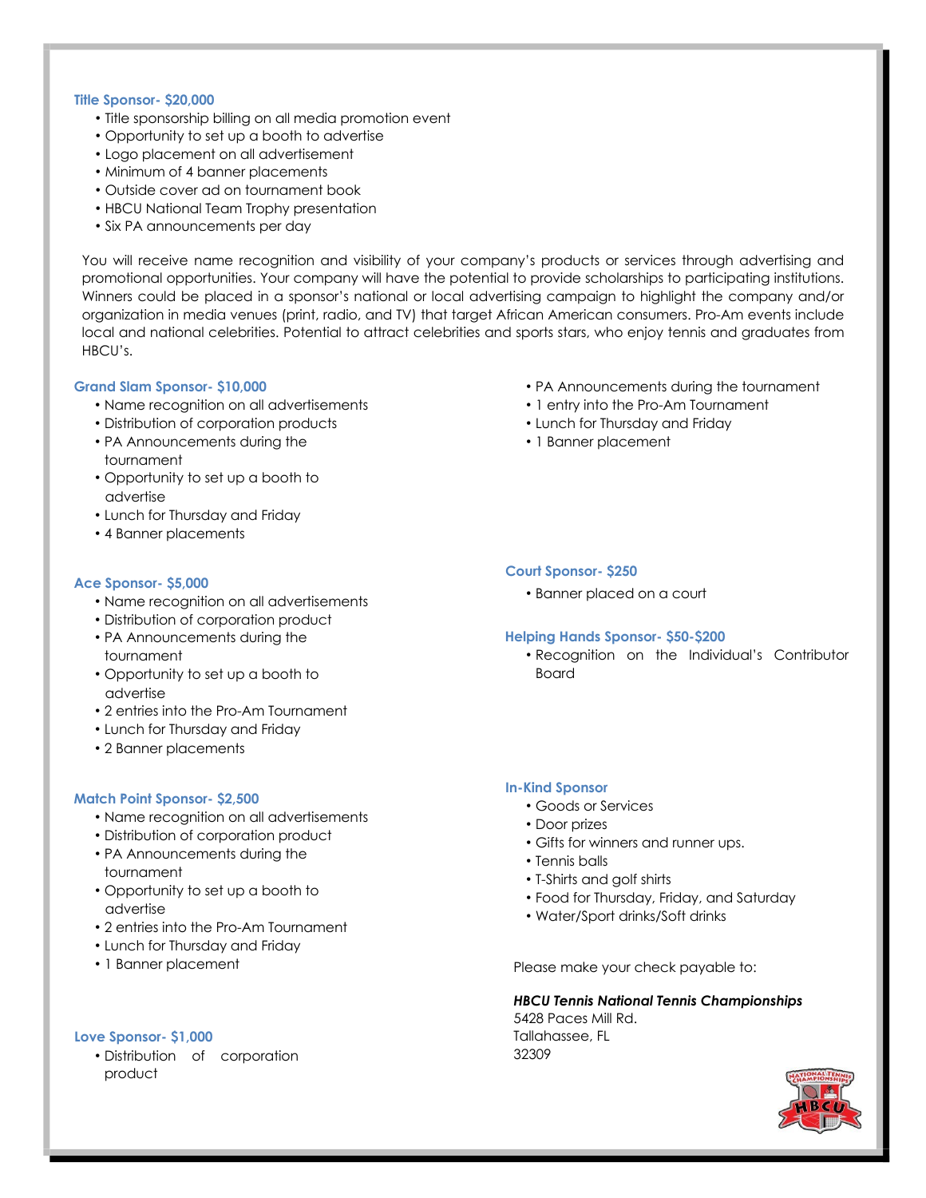**Title Sponsor- $20,000**

- Title sponsorship billing on all media promotion event
- Opportunity to set up a booth to advertise
- Logo placement on all advertisement
- Minimum of 4 banner placements
- Outside cover ad on tournament book
- HBCU National Team Trophy presentation
- Six PA announcements per day

You will receive name recognition and visibility of your company's products or services through advertising and promotional opportunities. Your company will have the potential to provide scholarships to participating institutions. Winners could be placed in a sponsor's national or local advertising campaign to highlight the company and/or organization in media venues (print, radio, and TV) that target African American consumers. Pro-Am events include local and national celebrities. Potential to attract celebrities and sports stars, who enjoy tennis and graduates from HBCU's.

**Grand Slam Sponsor- $10,000**

- Name recognition on all advertisements
- Distribution of corporation products
- PA Announcements during the tournament
- Opportunity to set up a booth to advertise
- Lunch for Thursday and Friday
- 4 Banner placements

**Ace Sponsor- $5,000**

- Name recognition on all advertisements
- Distribution of corporation product
- PA Announcements during the tournament
- Opportunity to set up a booth to advertise
- 2 entries into the Pro-Am Tournament
- Lunch for Thursday and Friday
- 2 Banner placements

**Match Point Sponsor- $2,500**

- Name recognition on all advertisements
- Distribution of corporation product
- PA Announcements during the tournament
- Opportunity to set up a booth to advertise
- 2 entries into the Pro-Am Tournament
- Lunch for Thursday and Friday
- 1 Banner placement

**Love Sponsor- $1,000**

- Distribution of corporation product
- PA Announcements during the tournament
- 1 entry into the Pro-Am Tournament
- Lunch for Thursday and Friday
- 1 Banner placement

**Court Sponsor- $250**

- Banner placed on a court

**Helping Hands Sponsor- $50-$200**

- Recognition on the Individual's Contributor Board

**In-Kind Sponsor**

- Goods or Services
- Door prizes
- Gifts for winners and runner ups.
- Tennis balls
- T-Shirts and golf shirts
- Food for Thursday, Friday, and Saturday
- Water/Sport drinks/Soft drinks

Please make your check payable to:

***HBCU Tennis National Tennis Championships***
5428 Paces Mill Rd.
Tallahassee, FL
32309